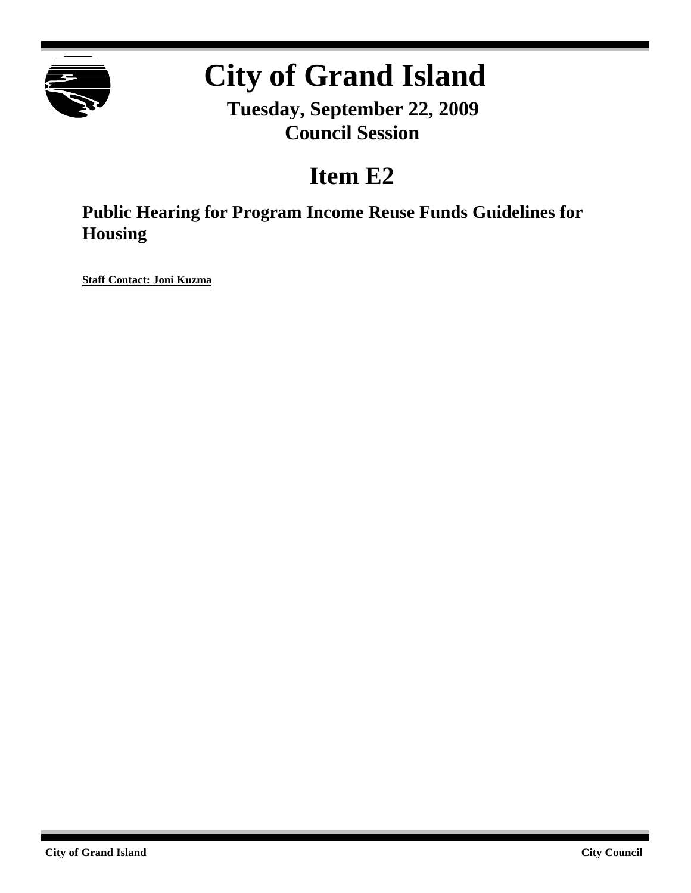# City of Grand Island

**Tuesday, September 22, 2009**
**Council Session**

## Item E2

### Public Hearing for Program Income Reuse Funds Guidelines for Housing

**Staff Contact: Joni Kuzma**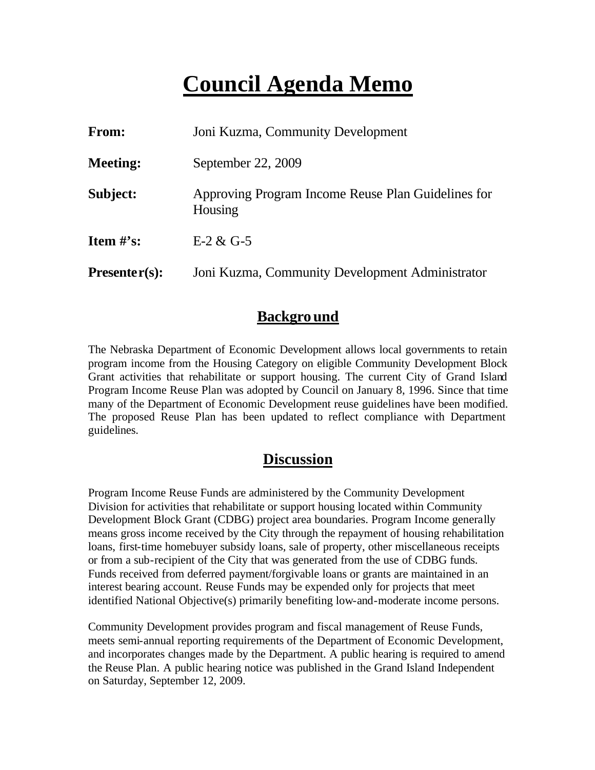# Council Agenda Memo

**From:** Joni Kuzma, Community Development

**Meeting:** September 22, 2009

**Subject:** Approving Program Income Reuse Plan Guidelines for Housing

**Item #'s:** E-2 & G-5

**Presenter(s):** Joni Kuzma, Community Development Administrator

## Background

The Nebraska Department of Economic Development allows local governments to retain program income from the Housing Category on eligible Community Development Block Grant activities that rehabilitate or support housing. The current City of Grand Island Program Income Reuse Plan was adopted by Council on January 8, 1996. Since that time many of the Department of Economic Development reuse guidelines have been modified. The proposed Reuse Plan has been updated to reflect compliance with Department guidelines.

## Discussion

Program Income Reuse Funds are administered by the Community Development Division for activities that rehabilitate or support housing located within Community Development Block Grant (CDBG) project area boundaries. Program Income generally means gross income received by the City through the repayment of housing rehabilitation loans, first-time homebuyer subsidy loans, sale of property, other miscellaneous receipts or from a sub-recipient of the City that was generated from the use of CDBG funds. Funds received from deferred payment/forgivable loans or grants are maintained in an interest bearing account. Reuse Funds may be expended only for projects that meet identified National Objective(s) primarily benefiting low-and-moderate income persons.

Community Development provides program and fiscal management of Reuse Funds, meets semi-annual reporting requirements of the Department of Economic Development, and incorporates changes made by the Department. A public hearing is required to amend the Reuse Plan. A public hearing notice was published in the Grand Island Independent on Saturday, September 12, 2009.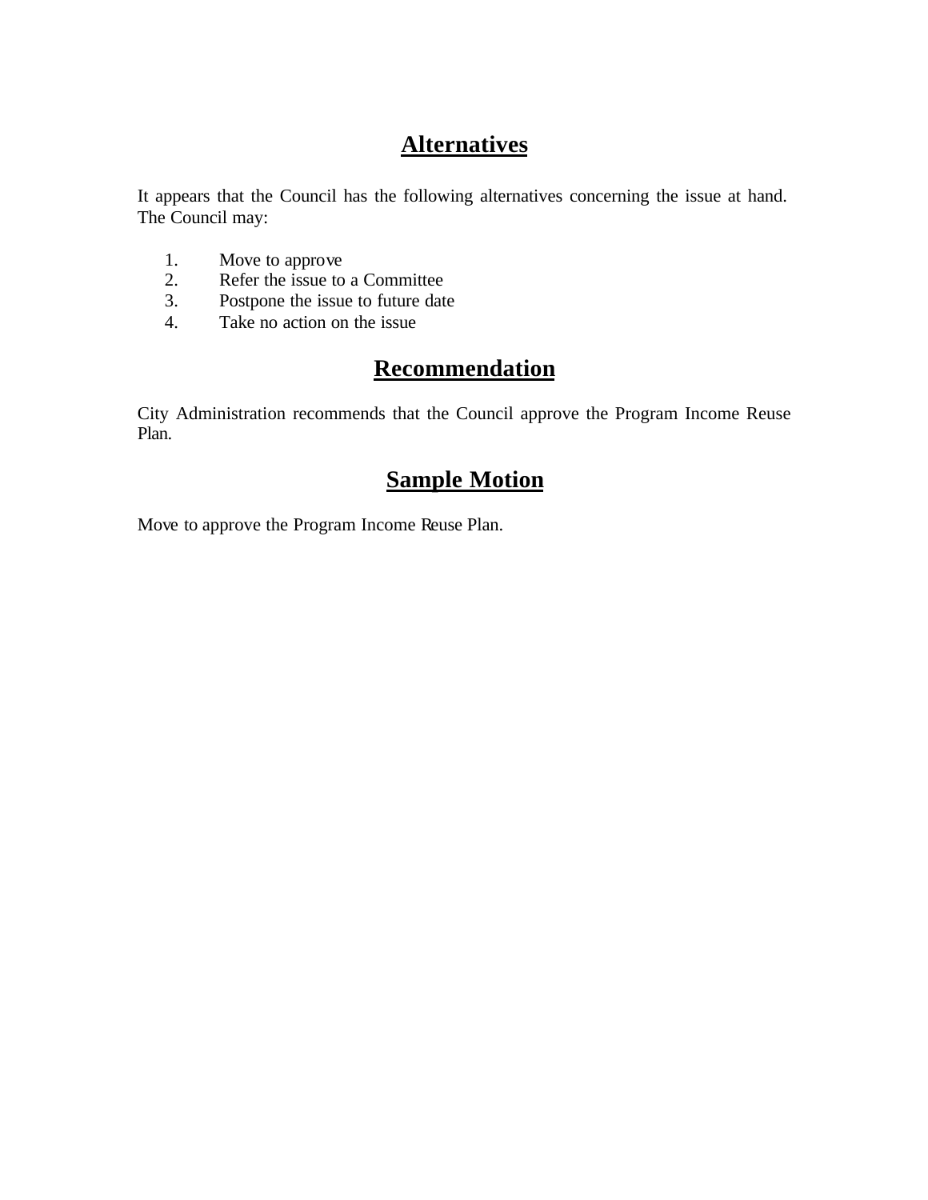## Alternatives

It appears that the Council has the following alternatives concerning the issue at hand. The Council may:

1. Move to approve
2. Refer the issue to a Committee
3. Postpone the issue to future date
4. Take no action on the issue

## Recommendation

City Administration recommends that the Council approve the Program Income Reuse Plan.

## Sample Motion

Move to approve the Program Income Reuse Plan.